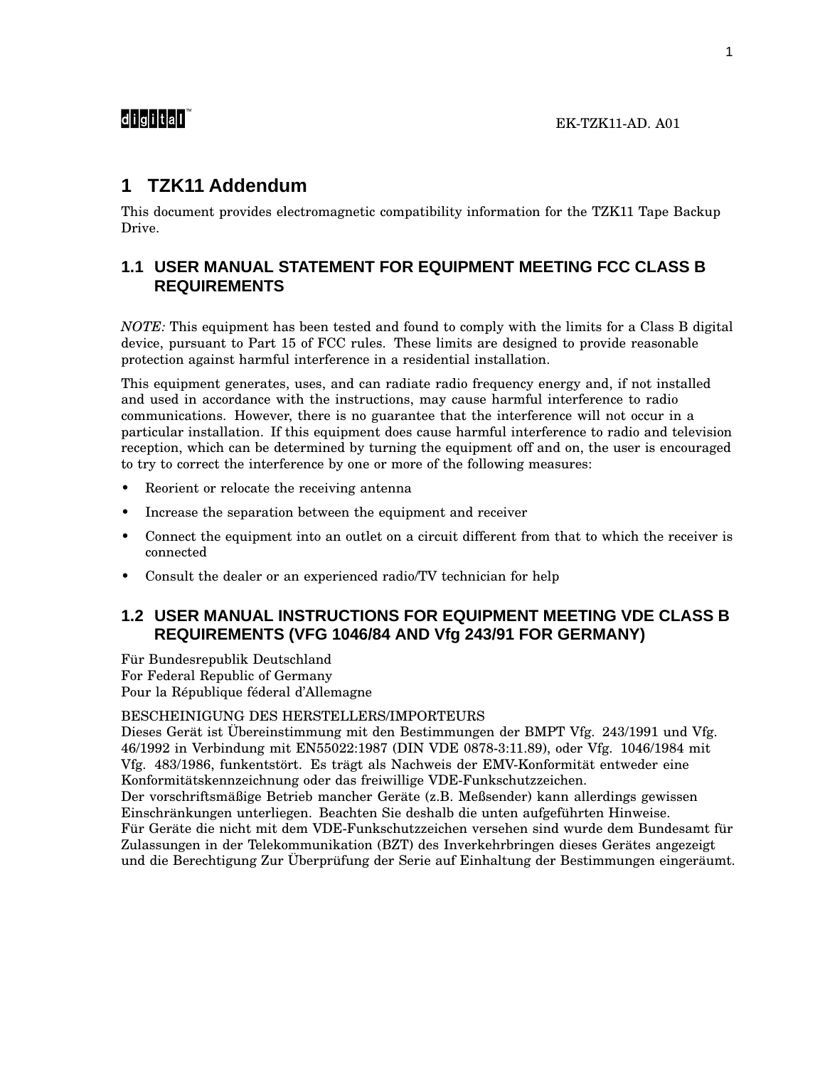digital™ EK-TZK11-AD. A01

# 1 TZK11 Addendum

This document provides electromagnetic compatibility information for the TZK11 Tape Backup Drive.

## 1.1 USER MANUAL STATEMENT FOR EQUIPMENT MEETING FCC CLASS B REQUIREMENTS

*NOTE:* This equipment has been tested and found to comply with the limits for a Class B digital device, pursuant to Part 15 of FCC rules. These limits are designed to provide reasonable protection against harmful interference in a residential installation.

This equipment generates, uses, and can radiate radio frequency energy and, if not installed and used in accordance with the instructions, may cause harmful interference to radio communications. However, there is no guarantee that the interference will not occur in a particular installation. If this equipment does cause harmful interference to radio and television reception, which can be determined by turning the equipment off and on, the user is encouraged to try to correct the interference by one or more of the following measures:

- Reorient or relocate the receiving antenna
- Increase the separation between the equipment and receiver
- Connect the equipment into an outlet on a circuit different from that to which the receiver is connected
- Consult the dealer or an experienced radio/TV technician for help

## 1.2 USER MANUAL INSTRUCTIONS FOR EQUIPMENT MEETING VDE CLASS B REQUIREMENTS (VFG 1046/84 AND Vfg 243/91 FOR GERMANY)

Für Bundesrepublik Deutschland
For Federal Republic of Germany
Pour la République féderal d'Allemagne

BESCHEINIGUNG DES HERSTELLERS/IMPORTEURS
Dieses Gerät ist Übereinstimmung mit den Bestimmungen der BMPT Vfg. 243/1991 und Vfg. 46/1992 in Verbindung mit EN55022:1987 (DIN VDE 0878-3:11.89), oder Vfg. 1046/1984 mit Vfg. 483/1986, funkentstört. Es trägt als Nachweis der EMV-Konformität entweder eine Konformitätskennzeichnung oder das freiwillige VDE-Funkschutzzeichen.
Der vorschriftsmäßige Betrieb mancher Geräte (z.B. Meßsender) kann allerdings gewissen Einschränkungen unterliegen. Beachten Sie deshalb die unten aufgeführten Hinweise.
Für Geräte die nicht mit dem VDE-Funkschutzzeichen versehen sind wurde dem Bundesamt für Zulassungen in der Telekommunikation (BZT) des Inverkehrbringen dieses Gerätes angezeigt und die Berechtigung Zur Überprüfung der Serie auf Einhaltung der Bestimmungen eingeräumt.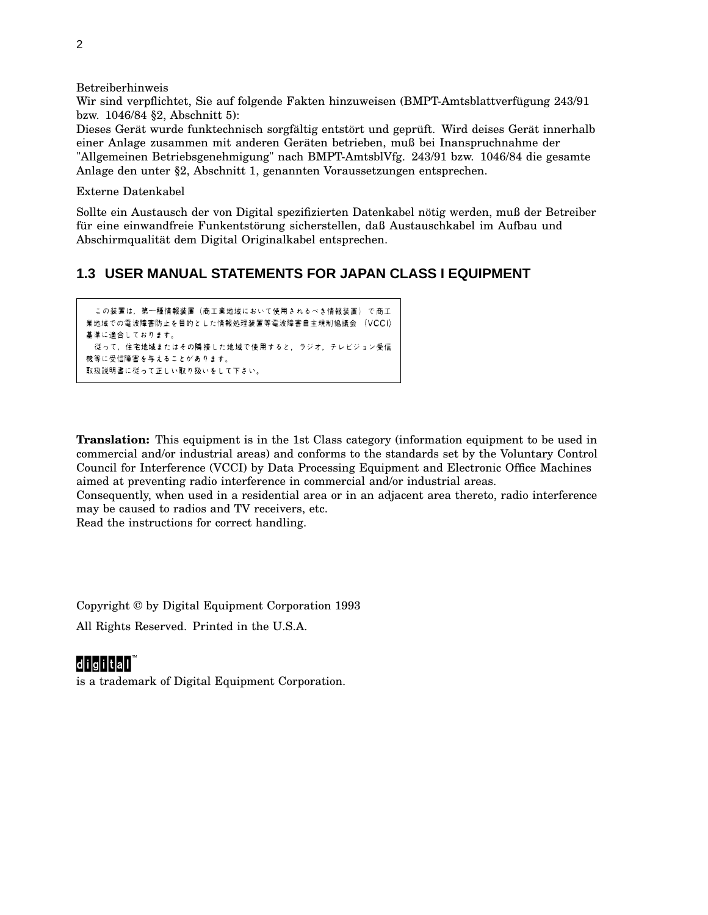Betreiberhinweis
Wir sind verpflichtet, Sie auf folgende Fakten hinzuweisen (BMPT-Amtsblattverfügung 243/91 bzw. 1046/84 §2, Abschnitt 5):
Dieses Gerät wurde funktechnisch sorgfältig entstört und geprüft. Wird deises Gerät innerhalb einer Anlage zusammen mit anderen Geräten betrieben, muß bei Inanspruchnahme der "Allgemeinen Betriebsgenehmigung" nach BMPT-AmtsblVfg. 243/91 bzw. 1046/84 die gesamte Anlage den unter §2, Abschnitt 1, genannten Voraussetzungen entsprechen.

Externe Datenkabel

Sollte ein Austausch der von Digital spezifizierten Datenkabel nötig werden, muß der Betreiber für eine einwandfreie Funkentstörung sicherstellen, daß Austauschkabel im Aufbau und Abschirmqualität dem Digital Originalkabel entsprechen.

## 1.3 USER MANUAL STATEMENTS FOR JAPAN CLASS I EQUIPMENT

この装置は，第一種情報装置（商工業地域において使用されるべき情報装置）で商工業地域での電波障害防止を目的とした情報処理装置等電波障害自主規制協議会（VCCI）基準に適合しております。
従って，住宅地域またはその隣接した地域で使用すると，ラジオ，テレビジョン受信機等に受信障害を与えることがあります。
取扱説明書に従って正しい取り扱いをして下さい。

**Translation:** This equipment is in the 1st Class category (information equipment to be used in commercial and/or industrial areas) and conforms to the standards set by the Voluntary Control Council for Interference (VCCI) by Data Processing Equipment and Electronic Office Machines aimed at preventing radio interference in commercial and/or industrial areas.
Consequently, when used in a residential area or in an adjacent area thereto, radio interference may be caused to radios and TV receivers, etc.
Read the instructions for correct handling.

Copyright © by Digital Equipment Corporation 1993

All Rights Reserved. Printed in the U.S.A.

digital™
is a trademark of Digital Equipment Corporation.